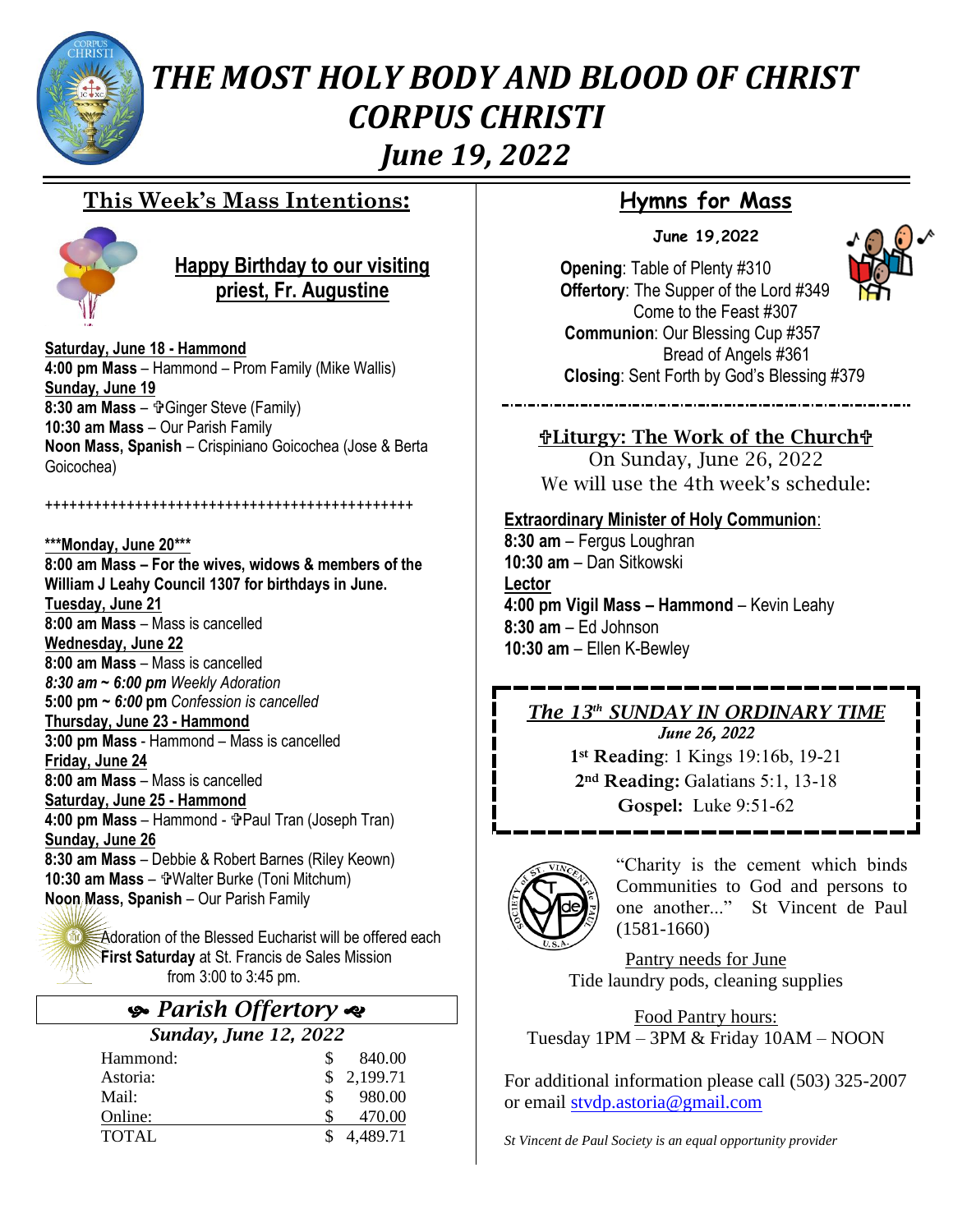# *THE MOST HOLY BODY AND BLOOD OF CHRIST CORPUS CHRISTI*
# *June 19, 2022*

## This Week's Mass Intentions:

**Happy Birthday to our visiting priest, Fr. Augustine**

**Saturday, June 18 - Hammond**
**4:00 pm Mass** – Hammond – Prom Family (Mike Wallis)
**Sunday, June 19**
**8:30 am Mass** – ✞Ginger Steve (Family)
**10:30 am Mass** – Our Parish Family
**Noon Mass, Spanish** – Crispiniano Goicochea (Jose & Berta Goicochea)

++++++++++++++++++++++++++++++++++++++++++++++

**\*\*\*Monday, June 20\*\*\***
**8:00 am Mass – For the wives, widows & members of the William J Leahy Council 1307 for birthdays in June.**
**Tuesday, June 21**
**8:00 am Mass** – Mass is cancelled
**Wednesday, June 22**
**8:00 am Mass** – Mass is cancelled
***8:30 am ~ 6:00 pm*** *Weekly Adoration*
**5:00 pm ~ *6:00* pm** *Confession is cancelled*
**Thursday, June 23 - Hammond**
**3:00 pm Mass** - Hammond – Mass is cancelled
**Friday, June 24**
**8:00 am Mass** – Mass is cancelled
**Saturday, June 25 - Hammond**
**4:00 pm Mass** – Hammond - ✞Paul Tran (Joseph Tran)
**Sunday, June 26**
**8:30 am Mass** – Debbie & Robert Barnes (Riley Keown)
**10:30 am Mass** – ✞Walter Burke (Toni Mitchum)
**Noon Mass, Spanish** – Our Parish Family

Adoration of the Blessed Eucharist will be offered each **First Saturday** at St. Francis de Sales Mission from 3:00 to 3:45 pm.

## *Parish Offertory*

***Sunday, June 12, 2022***

| | |
|---|---|
| Hammond: | $ 840.00 |
| Astoria: | $ 2,199.71 |
| Mail: | $ 980.00 |
| Online: | $ 470.00 |
| TOTAL | $ 4,489.71 |

## Hymns for Mass

**June 19,2022**

**Opening**: Table of Plenty #310
**Offertory**: The Supper of the Lord #349
Come to the Feast #307
**Communion**: Our Blessing Cup #357
Bread of Angels #361
**Closing**: Sent Forth by God's Blessing #379

## ✞Liturgy: The Work of the Church✞

On Sunday, June 26, 2022
We will use the 4th week's schedule:

**Extraordinary Minister of Holy Communion**:
**8:30 am** – Fergus Loughran
**10:30 am** – Dan Sitkowski
**Lector**
**4:00 pm Vigil Mass – Hammond** – Kevin Leahy
**8:30 am** – Ed Johnson
**10:30 am** – Ellen K-Bewley

### *The 13th SUNDAY IN ORDINARY TIME*

***June 26, 2022***

**1st Reading**: 1 Kings 19:16b, 19-21
**2nd Reading:** Galatians 5:1, 13-18
**Gospel:** Luke 9:51-62

"Charity is the cement which binds Communities to God and persons to one another..." St Vincent de Paul (1581-1660)

Pantry needs for June
Tide laundry pods, cleaning supplies

Food Pantry hours:
Tuesday 1PM – 3PM & Friday 10AM – NOON

For additional information please call (503) 325-2007 or email stvdp.astoria@gmail.com

*St Vincent de Paul Society is an equal opportunity provider*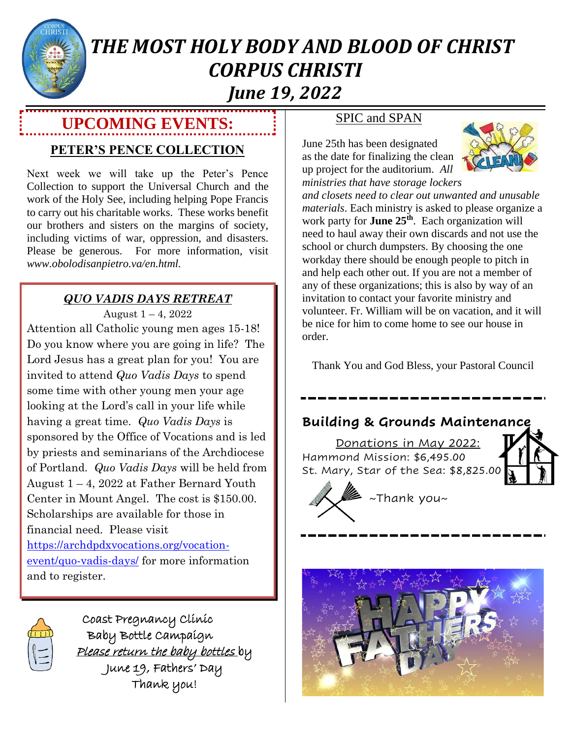# THE MOST HOLY BODY AND BLOOD OF CHRIST
# CORPUS CHRISTI
## June 19, 2022

## UPCOMING EVENTS:

### PETER'S PENCE COLLECTION

Next week we will take up the Peter's Pence Collection to support the Universal Church and the work of the Holy See, including helping Pope Francis to carry out his charitable works. These works benefit our brothers and sisters on the margins of society, including victims of war, oppression, and disasters. Please be generous. For more information, visit *www.obolodisanpietro.va/en.html.*

### *QUO VADIS DAYS RETREAT*

August 1 – 4, 2022

Attention all Catholic young men ages 15-18! Do you know where you are going in life? The Lord Jesus has a great plan for you! You are invited to attend *Quo Vadis Days* to spend some time with other young men your age looking at the Lord's call in your life while having a great time. *Quo Vadis Days* is sponsored by the Office of Vocations and is led by priests and seminarians of the Archdiocese of Portland. *Quo Vadis Days* will be held from August 1 – 4, 2022 at Father Bernard Youth Center in Mount Angel. The cost is $150.00. Scholarships are available for those in financial need. Please visit https://archdpdxvocations.org/vocation-event/quo-vadis-days/ for more information and to register.

Coast Pregnancy Clinic
Baby Bottle Campaign
*Please return the baby bottles* by
June 19, Fathers' Day
Thank you!

### SPIC and SPAN

June 25th has been designated as the date for finalizing the clean up project for the auditorium. *All ministries that have storage lockers and closets need to clear out unwanted and unusable materials*. Each ministry is asked to please organize a work party for **June 25th**. Each organization will need to haul away their own discards and not use the school or church dumpsters. By choosing the one workday there should be enough people to pitch in and help each other out. If you are not a member of any of these organizations; this is also by way of an invitation to contact your favorite ministry and volunteer. Fr. William will be on vacation, and it will be nice for him to come home to see our house in order.

Thank You and God Bless, your Pastoral Council

### Building & Grounds Maintenance

Donations in May 2022:
Hammond Mission: $6,495.00
St. Mary, Star of the Sea: $8,825.00

~Thank you~

HAPPY FATHERS DAY